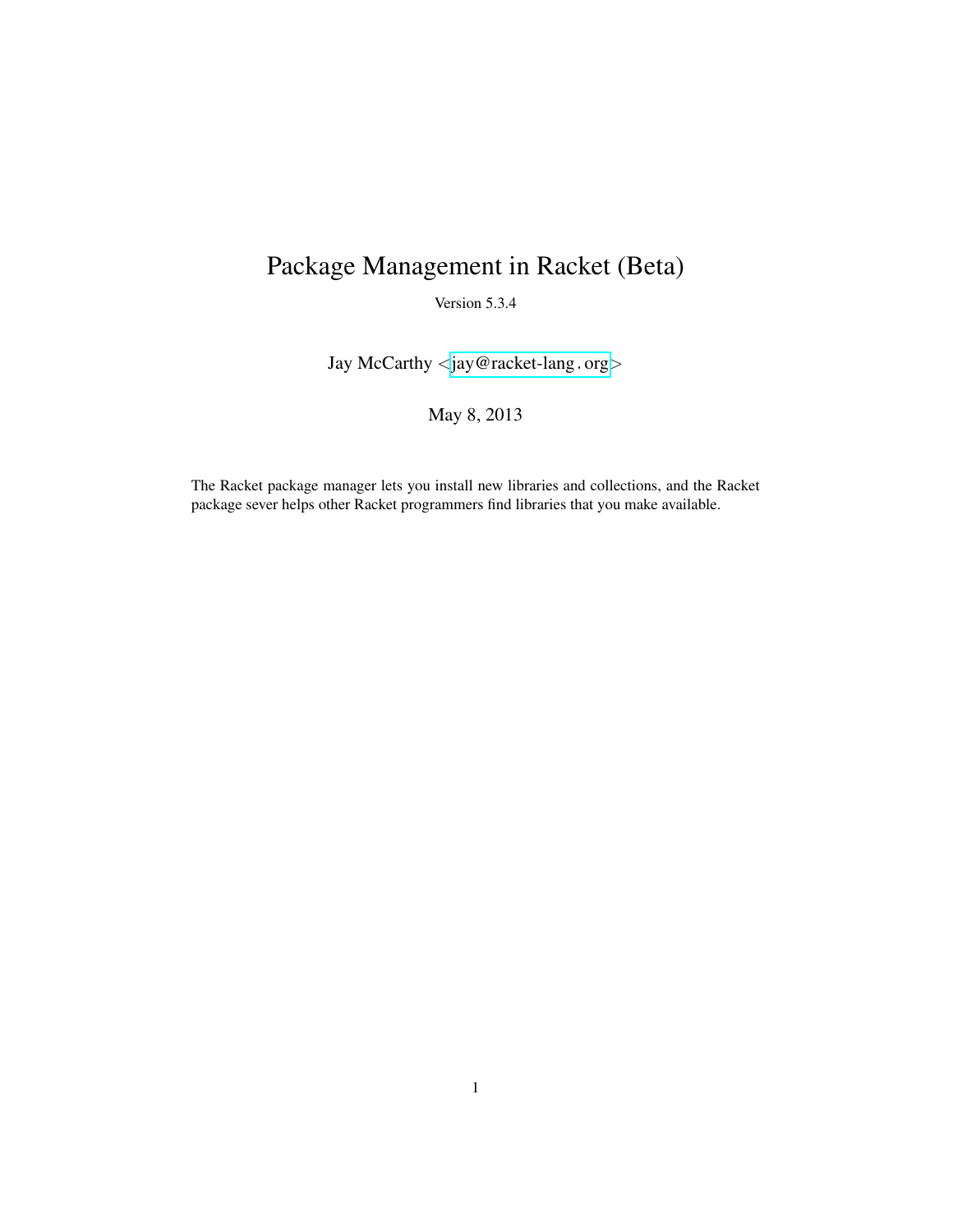# Package Management in Racket (Beta)

Version 5.3.4

Jay McCarthy <jay@racket-lang.org>

May 8, 2013

The Racket package manager lets you install new libraries and collections, and the Racket package sever helps other Racket programmers find libraries that you make available.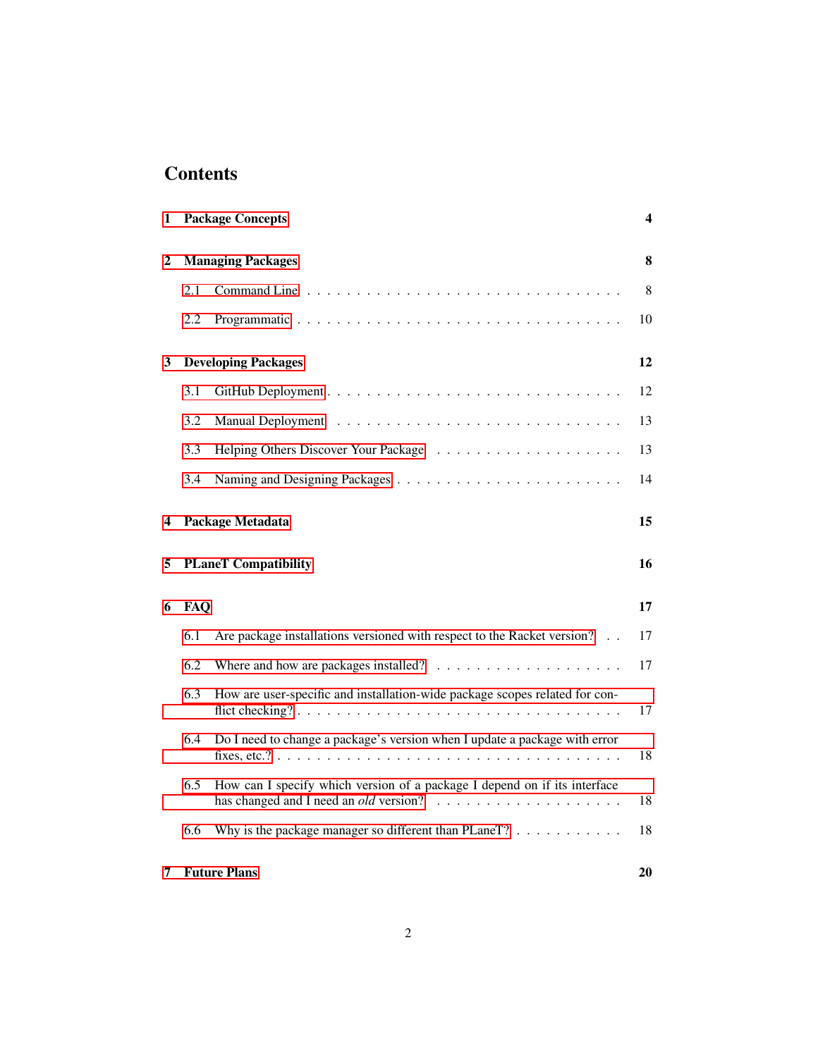# Contents

**1 Package Concepts** **4**

**2 Managing Packages** **8**

- 2.1 Command Line . . . . . . . . . . . . . . . . . . . . . . . . . . . . . . 8
- 2.2 Programmatic . . . . . . . . . . . . . . . . . . . . . . . . . . . . . . 10

**3 Developing Packages** **12**

- 3.1 GitHub Deployment . . . . . . . . . . . . . . . . . . . . . . . . . . . 12
- 3.2 Manual Deployment . . . . . . . . . . . . . . . . . . . . . . . . . . . 13
- 3.3 Helping Others Discover Your Package . . . . . . . . . . . . . . . . . 13
- 3.4 Naming and Designing Packages . . . . . . . . . . . . . . . . . . . . 14

**4 Package Metadata** **15**

**5 PLaneT Compatibility** **16**

**6 FAQ** **17**

- 6.1 Are package installations versioned with respect to the Racket version? . . 17
- 6.2 Where and how are packages installed? . . . . . . . . . . . . . . . . . 17
- 6.3 How are user-specific and installation-wide package scopes related for conflict checking? . . . . . . . . . . . . . . . . . . . . . . . . . . . . . . 17
- 6.4 Do I need to change a package's version when I update a package with error fixes, etc.? . . . . . . . . . . . . . . . . . . . . . . . . . . . . . . 18
- 6.5 How can I specify which version of a package I depend on if its interface has changed and I need an *old* version? . . . . . . . . . . . . . . . . . 18
- 6.6 Why is the package manager so different than PLaneT? . . . . . . . . . 18

**7 Future Plans** **20**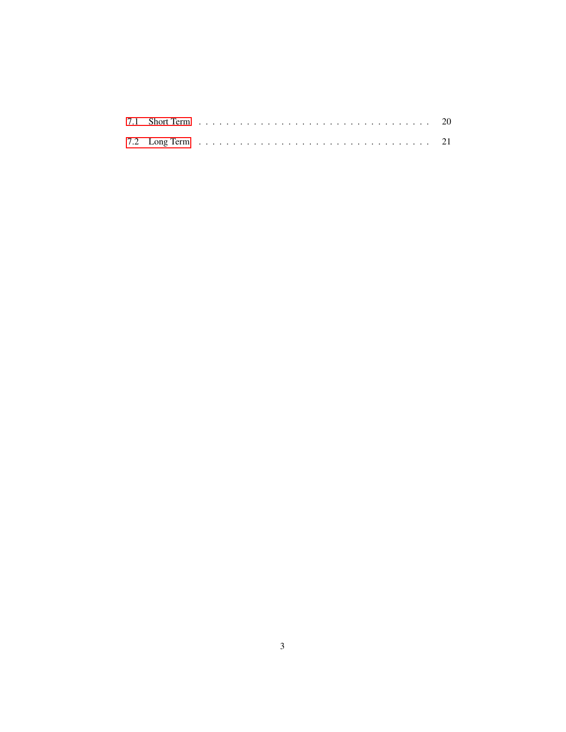7.1 Short Term . . . . . . . . . . . . . . . . . . . . . . . . . . . . . . . . . 20

7.2 Long Term . . . . . . . . . . . . . . . . . . . . . . . . . . . . . . . . . 21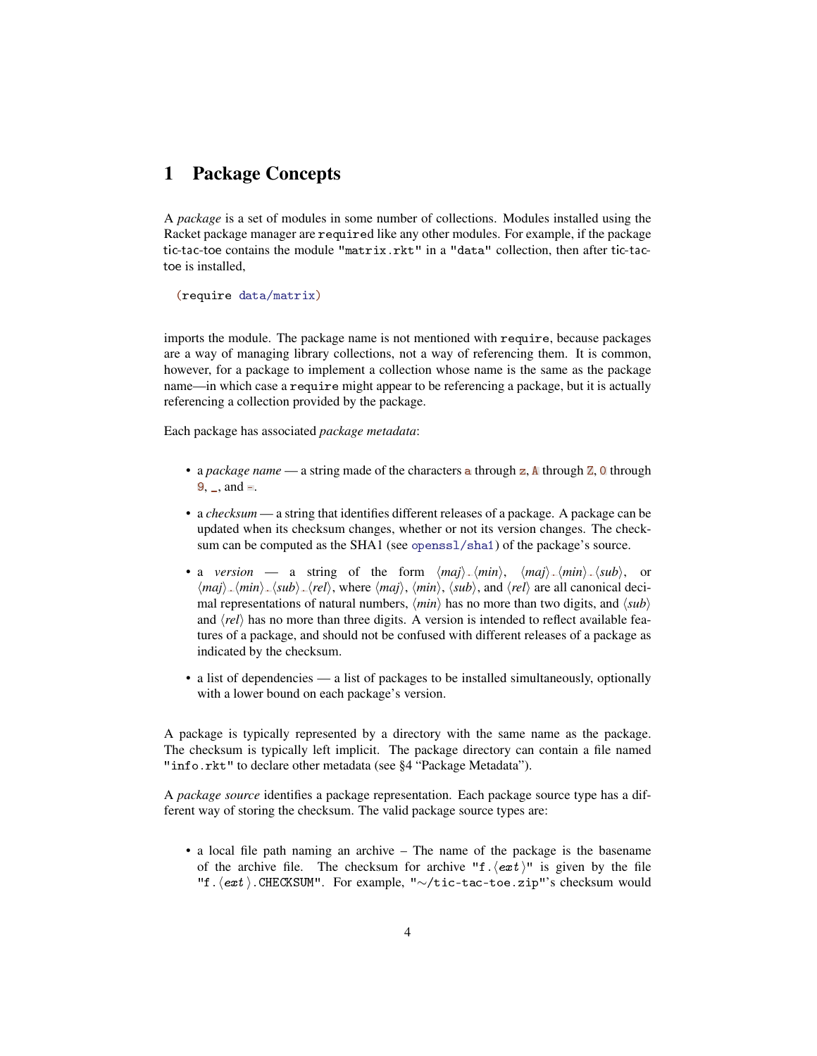# 1 Package Concepts

A *package* is a set of modules in some number of collections. Modules installed using the Racket package manager are `require`d like any other modules. For example, if the package tic-tac-toe contains the module `"matrix.rkt"` in a `"data"` collection, then after tic-tac-toe is installed,

```
(require data/matrix)
```

imports the module. The package name is not mentioned with `require`, because packages are a way of managing library collections, not a way of referencing them. It is common, however, for a package to implement a collection whose name is the same as the package name—in which case a `require` might appear to be referencing a package, but it is actually referencing a collection provided by the package.

Each package has associated *package metadata*:

- a *package name* — a string made of the characters `a` through `z`, `A` through `Z`, `0` through `9`, `_`, and `-`.
- a *checksum* — a string that identifies different releases of a package. A package can be updated when its checksum changes, whether or not its version changes. The checksum can be computed as the SHA1 (see `openssl/sha1`) of the package's source.
- a *version* — a string of the form ⟨*maj*⟩.⟨*min*⟩, ⟨*maj*⟩.⟨*min*⟩.⟨*sub*⟩, or ⟨*maj*⟩.⟨*min*⟩.⟨*sub*⟩.⟨*rel*⟩, where ⟨*maj*⟩, ⟨*min*⟩, ⟨*sub*⟩, and ⟨*rel*⟩ are all canonical decimal representations of natural numbers, ⟨*min*⟩ has no more than two digits, and ⟨*sub*⟩ and ⟨*rel*⟩ has no more than three digits. A version is intended to reflect available features of a package, and should not be confused with different releases of a package as indicated by the checksum.
- a list of dependencies — a list of packages to be installed simultaneously, optionally with a lower bound on each package's version.

A package is typically represented by a directory with the same name as the package. The checksum is typically left implicit. The package directory can contain a file named `"info.rkt"` to declare other metadata (see §4 "Package Metadata").

A *package source* identifies a package representation. Each package source type has a different way of storing the checksum. The valid package source types are:

- a local file path naming an archive – The name of the package is the basename of the archive file. The checksum for archive `"f.⟨ext⟩"` is given by the file `"f.⟨ext⟩.CHECKSUM"`. For example, `"~/tic-tac-toe.zip"`'s checksum would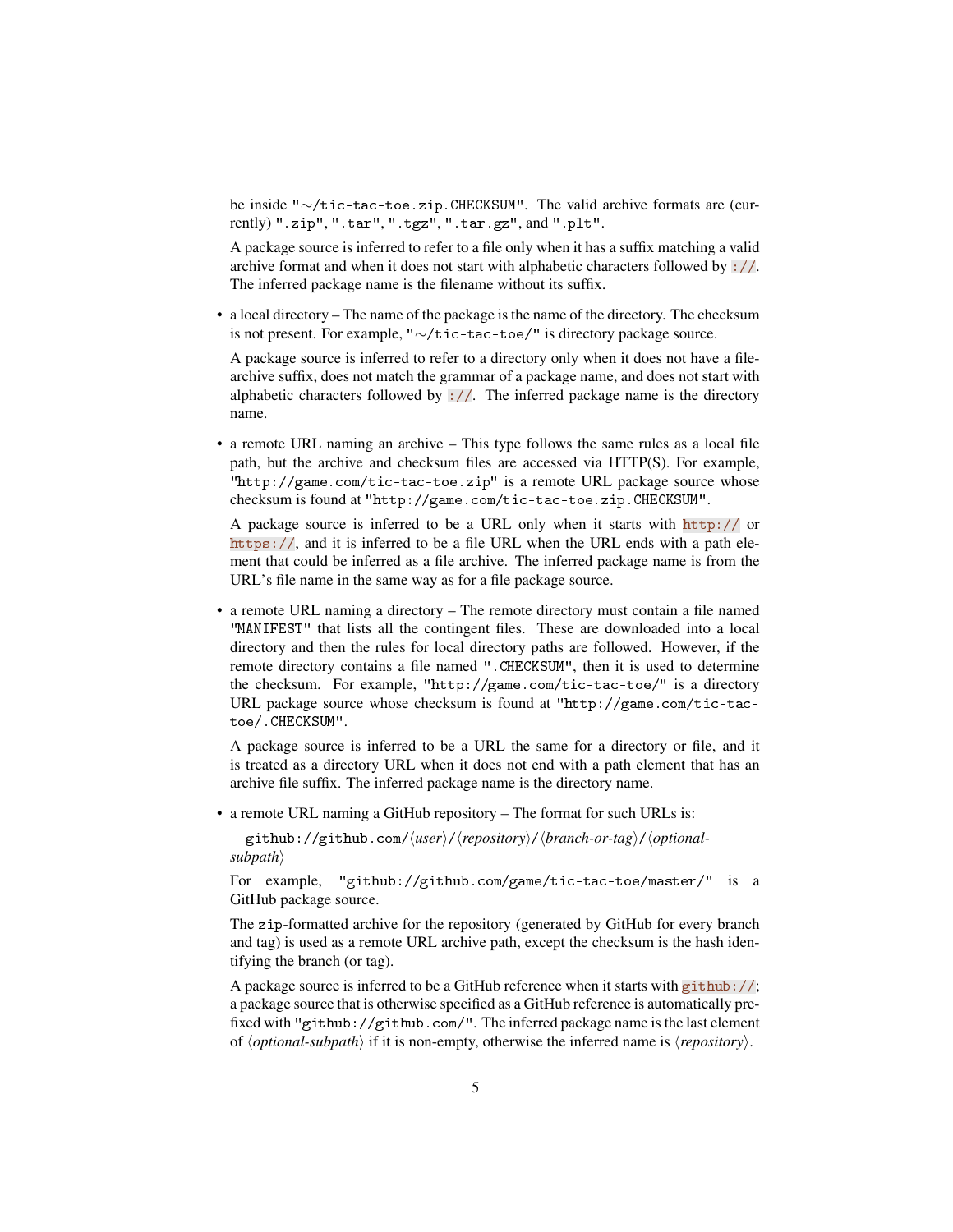be inside "~/tic-tac-toe.zip.CHECKSUM". The valid archive formats are (currently) ".zip", ".tar", ".tgz", ".tar.gz", and ".plt".

A package source is inferred to refer to a file only when it has a suffix matching a valid archive format and when it does not start with alphabetic characters followed by `://`. The inferred package name is the filename without its suffix.

- a local directory – The name of the package is the name of the directory. The checksum is not present. For example, "~/tic-tac-toe/" is directory package source.

  A package source is inferred to refer to a directory only when it does not have a file-archive suffix, does not match the grammar of a package name, and does not start with alphabetic characters followed by `://`. The inferred package name is the directory name.

- a remote URL naming an archive – This type follows the same rules as a local file path, but the archive and checksum files are accessed via HTTP(S). For example, "http://game.com/tic-tac-toe.zip" is a remote URL package source whose checksum is found at "http://game.com/tic-tac-toe.zip.CHECKSUM".

  A package source is inferred to be a URL only when it starts with `http://` or `https://`, and it is inferred to be a file URL when the URL ends with a path element that could be inferred as a file archive. The inferred package name is from the URL's file name in the same way as for a file package source.

- a remote URL naming a directory – The remote directory must contain a file named "MANIFEST" that lists all the contingent files. These are downloaded into a local directory and then the rules for local directory paths are followed. However, if the remote directory contains a file named ".CHECKSUM", then it is used to determine the checksum. For example, "http://game.com/tic-tac-toe/" is a directory URL package source whose checksum is found at "http://game.com/tic-tac-toe/.CHECKSUM".

  A package source is inferred to be a URL the same for a directory or file, and it is treated as a directory URL when it does not end with a path element that has an archive file suffix. The inferred package name is the directory name.

- a remote URL naming a GitHub repository – The format for such URLs is:

  github://github.com/⟨*user*⟩/⟨*repository*⟩/⟨*branch-or-tag*⟩/⟨*optional-subpath*⟩

  For example, "github://github.com/game/tic-tac-toe/master/" is a GitHub package source.

  The zip-formatted archive for the repository (generated by GitHub for every branch and tag) is used as a remote URL archive path, except the checksum is the hash identifying the branch (or tag).

  A package source is inferred to be a GitHub reference when it starts with `github://`; a package source that is otherwise specified as a GitHub reference is automatically prefixed with "github://github.com/". The inferred package name is the last element of ⟨*optional-subpath*⟩ if it is non-empty, otherwise the inferred name is ⟨*repository*⟩.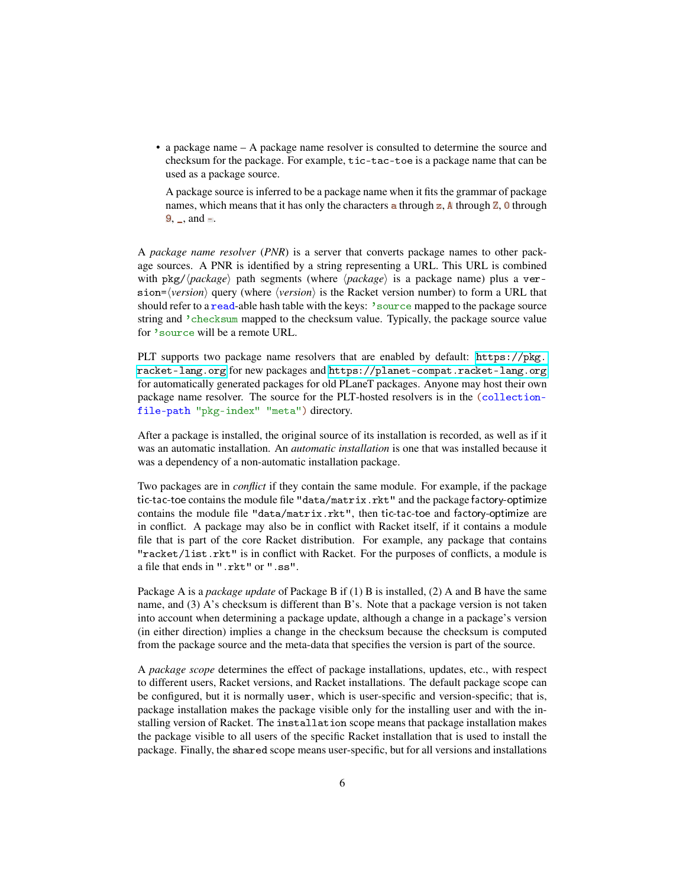- a package name – A package name resolver is consulted to determine the source and checksum for the package. For example, `tic-tac-toe` is a package name that can be used as a package source.

  A package source is inferred to be a package name when it fits the grammar of package names, which means that it has only the characters `a` through `z`, `A` through `Z`, `0` through `9`, `_`, and `-`.

A *package name resolver* (*PNR*) is a server that converts package names to other package sources. A PNR is identified by a string representing a URL. This URL is combined with `pkg/`⟨*package*⟩ path segments (where ⟨*package*⟩ is a package name) plus a `version=`⟨*version*⟩ query (where ⟨*version*⟩ is the Racket version number) to form a URL that should refer to a `read`-able hash table with the keys: `'source` mapped to the package source string and `'checksum` mapped to the checksum value. Typically, the package source value for `'source` will be a remote URL.

PLT supports two package name resolvers that are enabled by default: `https://pkg.racket-lang.org` for new packages and `https://planet-compat.racket-lang.org` for automatically generated packages for old PLaneT packages. Anyone may host their own package name resolver. The source for the PLT-hosted resolvers is in the `(collection-file-path "pkg-index" "meta")` directory.

After a package is installed, the original source of its installation is recorded, as well as if it was an automatic installation. An *automatic installation* is one that was installed because it was a dependency of a non-automatic installation package.

Two packages are in *conflict* if they contain the same module. For example, if the package tic-tac-toe contains the module file `"data/matrix.rkt"` and the package factory-optimize contains the module file `"data/matrix.rkt"`, then tic-tac-toe and factory-optimize are in conflict. A package may also be in conflict with Racket itself, if it contains a module file that is part of the core Racket distribution. For example, any package that contains `"racket/list.rkt"` is in conflict with Racket. For the purposes of conflicts, a module is a file that ends in `".rkt"` or `".ss"`.

Package A is a *package update* of Package B if (1) B is installed, (2) A and B have the same name, and (3) A's checksum is different than B's. Note that a package version is not taken into account when determining a package update, although a change in a package's version (in either direction) implies a change in the checksum because the checksum is computed from the package source and the meta-data that specifies the version is part of the source.

A *package scope* determines the effect of package installations, updates, etc., with respect to different users, Racket versions, and Racket installations. The default package scope can be configured, but it is normally `user`, which is user-specific and version-specific; that is, package installation makes the package visible only for the installing user and with the installing version of Racket. The `installation` scope means that package installation makes the package visible to all users of the specific Racket installation that is used to install the package. Finally, the `shared` scope means user-specific, but for all versions and installations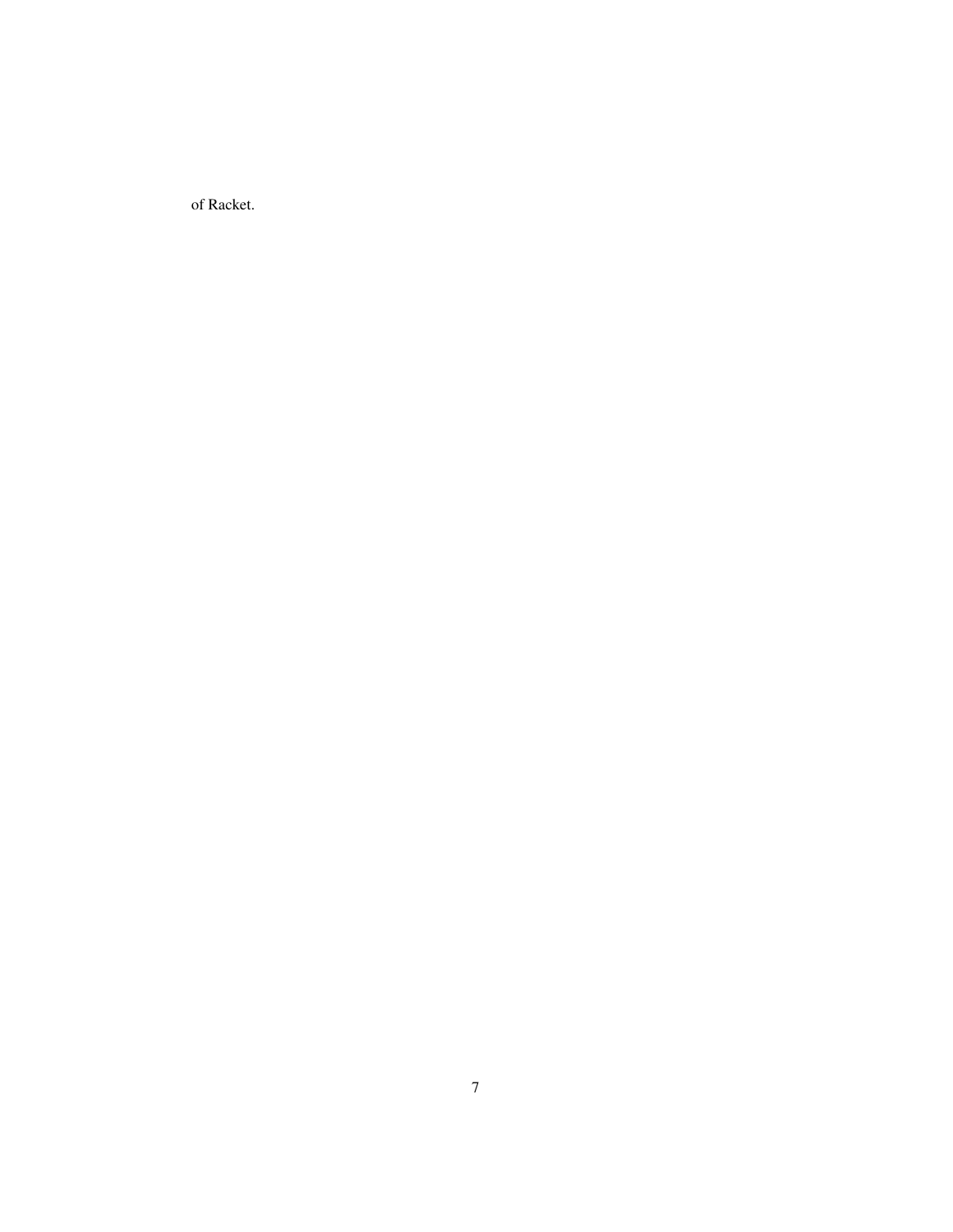of Racket.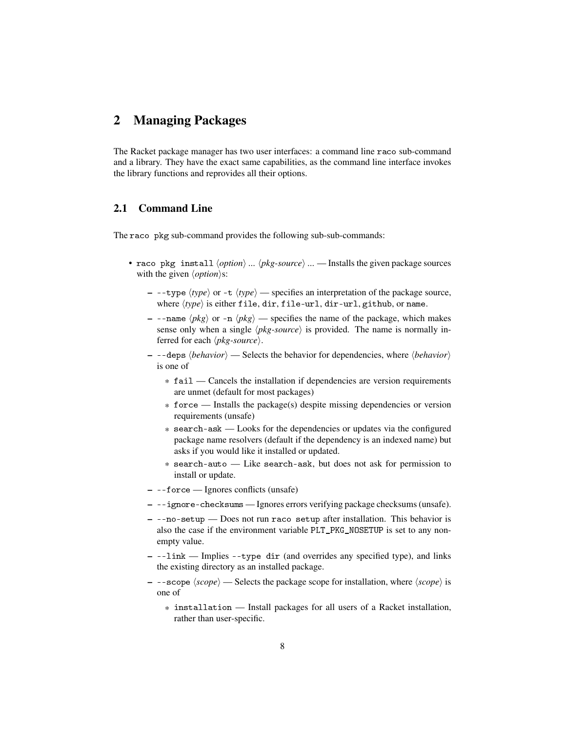## 2 Managing Packages

The Racket package manager has two user interfaces: a command line `raco` sub-command and a library. They have the exact same capabilities, as the command line interface invokes the library functions and reprovides all their options.

### 2.1 Command Line

The `raco pkg` sub-command provides the following sub-sub-commands:

- `raco pkg install` ⟨*option*⟩ ... ⟨*pkg-source*⟩ ... — Installs the given package sources with the given ⟨*option*⟩s:
  - `--type` ⟨*type*⟩ or `-t` ⟨*type*⟩ — specifies an interpretation of the package source, where ⟨*type*⟩ is either `file`, `dir`, `file-url`, `dir-url`, `github`, or `name`.
  - `--name` ⟨*pkg*⟩ or `-n` ⟨*pkg*⟩ — specifies the name of the package, which makes sense only when a single ⟨*pkg-source*⟩ is provided. The name is normally inferred for each ⟨*pkg-source*⟩.
  - `--deps` ⟨*behavior*⟩ — Selects the behavior for dependencies, where ⟨*behavior*⟩ is one of
    - `fail` — Cancels the installation if dependencies are version requirements are unmet (default for most packages)
    - `force` — Installs the package(s) despite missing dependencies or version requirements (unsafe)
    - `search-ask` — Looks for the dependencies or updates via the configured package name resolvers (default if the dependency is an indexed name) but asks if you would like it installed or updated.
    - `search-auto` — Like `search-ask`, but does not ask for permission to install or update.
  - `--force` — Ignores conflicts (unsafe)
  - `--ignore-checksums` — Ignores errors verifying package checksums (unsafe).
  - `--no-setup` — Does not run `raco setup` after installation. This behavior is also the case if the environment variable `PLT_PKG_NOSETUP` is set to any non-empty value.
  - `--link` — Implies `--type dir` (and overrides any specified type), and links the existing directory as an installed package.
  - `--scope` ⟨*scope*⟩ — Selects the package scope for installation, where ⟨*scope*⟩ is one of
    - `installation` — Install packages for all users of a Racket installation, rather than user-specific.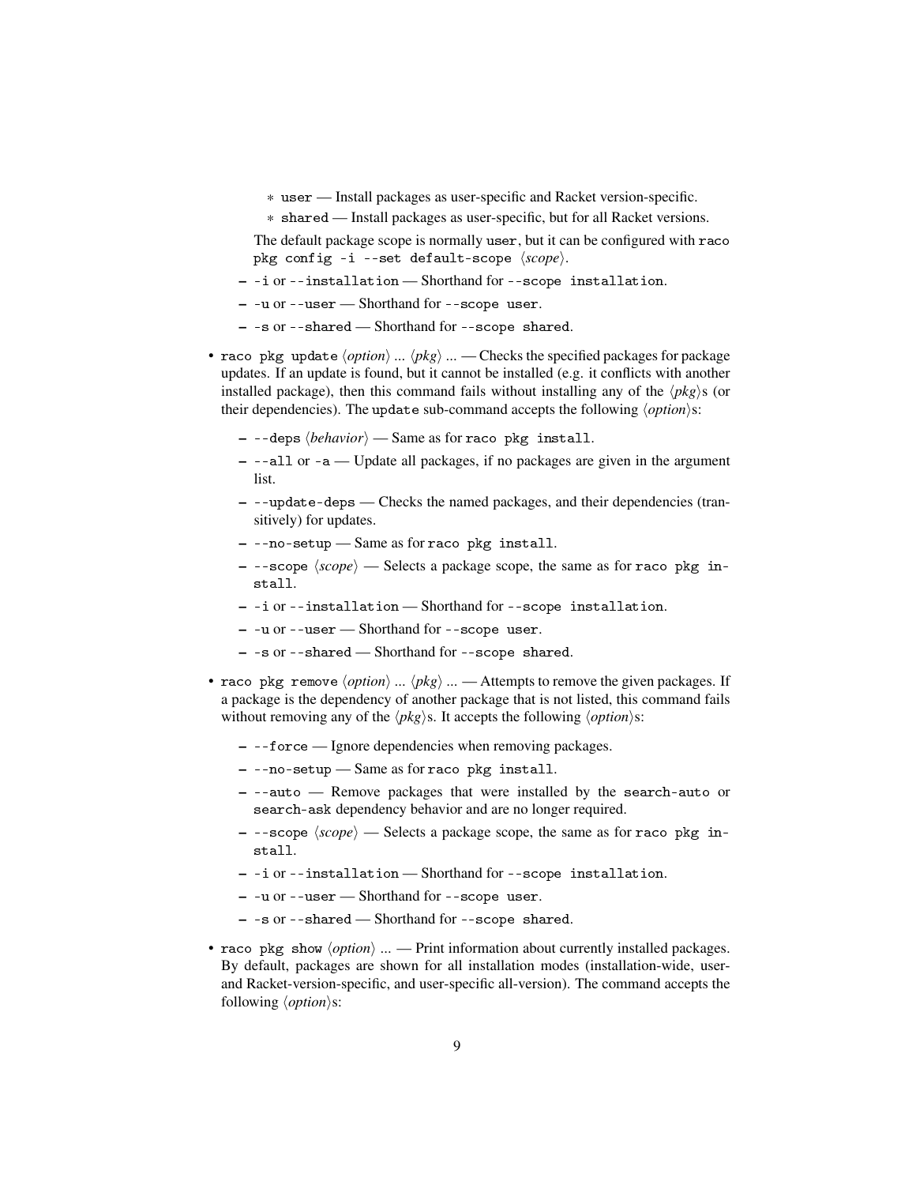- `user` — Install packages as user-specific and Racket version-specific.
    - `shared` — Install packages as user-specific, but for all Racket versions.

  The default package scope is normally `user`, but it can be configured with `raco pkg config -i --set default-scope` ⟨*scope*⟩.
  - `-i` or `--installation` — Shorthand for `--scope installation`.
  - `-u` or `--user` — Shorthand for `--scope user`.
  - `-s` or `--shared` — Shorthand for `--scope shared`.

- `raco pkg update` ⟨*option*⟩ ... ⟨*pkg*⟩ ... — Checks the specified packages for package updates. If an update is found, but it cannot be installed (e.g. it conflicts with another installed package), then this command fails without installing any of the ⟨*pkg*⟩s (or their dependencies). The `update` sub-command accepts the following ⟨*option*⟩s:
  - `--deps` ⟨*behavior*⟩ — Same as for `raco pkg install`.
  - `--all` or `-a` — Update all packages, if no packages are given in the argument list.
  - `--update-deps` — Checks the named packages, and their dependencies (transitively) for updates.
  - `--no-setup` — Same as for `raco pkg install`.
  - `--scope` ⟨*scope*⟩ — Selects a package scope, the same as for `raco pkg install`.
  - `-i` or `--installation` — Shorthand for `--scope installation`.
  - `-u` or `--user` — Shorthand for `--scope user`.
  - `-s` or `--shared` — Shorthand for `--scope shared`.

- `raco pkg remove` ⟨*option*⟩ ... ⟨*pkg*⟩ ... — Attempts to remove the given packages. If a package is the dependency of another package that is not listed, this command fails without removing any of the ⟨*pkg*⟩s. It accepts the following ⟨*option*⟩s:
  - `--force` — Ignore dependencies when removing packages.
  - `--no-setup` — Same as for `raco pkg install`.
  - `--auto` — Remove packages that were installed by the `search-auto` or `search-ask` dependency behavior and are no longer required.
  - `--scope` ⟨*scope*⟩ — Selects a package scope, the same as for `raco pkg install`.
  - `-i` or `--installation` — Shorthand for `--scope installation`.
  - `-u` or `--user` — Shorthand for `--scope user`.
  - `-s` or `--shared` — Shorthand for `--scope shared`.

- `raco pkg show` ⟨*option*⟩ ... — Print information about currently installed packages. By default, packages are shown for all installation modes (installation-wide, user- and Racket-version-specific, and user-specific all-version). The command accepts the following ⟨*option*⟩s: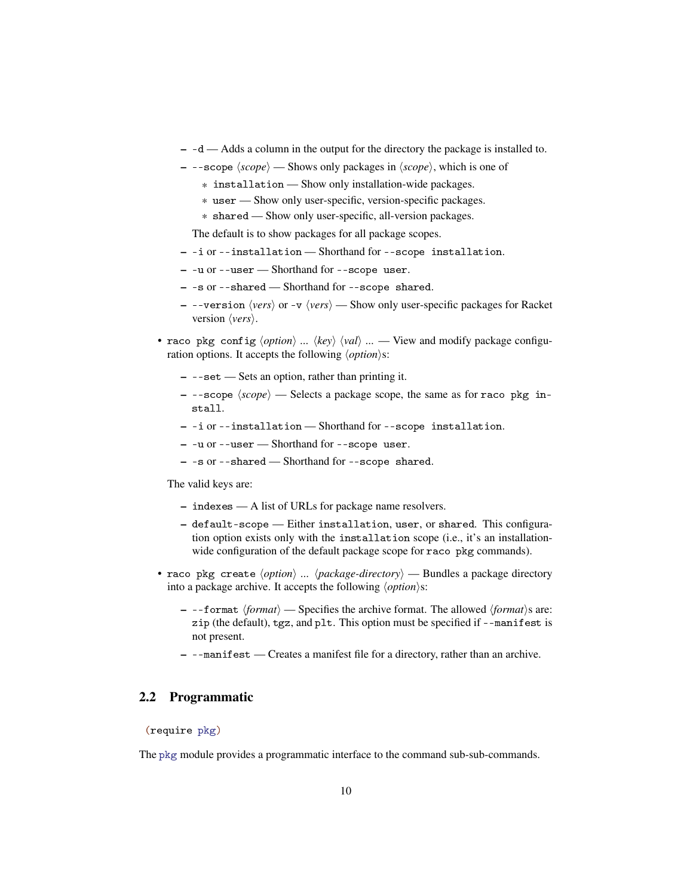- `-d` — Adds a column in the output for the directory the package is installed to.
  - `--scope` ⟨*scope*⟩ — Shows only packages in ⟨*scope*⟩, which is one of
    * `installation` — Show only installation-wide packages.
    * `user` — Show only user-specific, version-specific packages.
    * `shared` — Show only user-specific, all-version packages.

    The default is to show packages for all package scopes.
  - `-i` or `--installation` — Shorthand for `--scope installation`.
  - `-u` or `--user` — Shorthand for `--scope user`.
  - `-s` or `--shared` — Shorthand for `--scope shared`.
  - `--version` ⟨*vers*⟩ or `-v` ⟨*vers*⟩ — Show only user-specific packages for Racket version ⟨*vers*⟩.

- `raco pkg config` ⟨*option*⟩ ... ⟨*key*⟩ ⟨*val*⟩ ... — View and modify package configuration options. It accepts the following ⟨*option*⟩s:
  - `--set` — Sets an option, rather than printing it.
  - `--scope` ⟨*scope*⟩ — Selects a package scope, the same as for `raco pkg install`.
  - `-i` or `--installation` — Shorthand for `--scope installation`.
  - `-u` or `--user` — Shorthand for `--scope user`.
  - `-s` or `--shared` — Shorthand for `--scope shared`.

  The valid keys are:

  - `indexes` — A list of URLs for package name resolvers.
  - `default-scope` — Either `installation`, `user`, or `shared`. This configuration option exists only with the `installation` scope (i.e., it's an installation-wide configuration of the default package scope for `raco pkg` commands).

- `raco pkg create` ⟨*option*⟩ ... ⟨*package-directory*⟩ — Bundles a package directory into a package archive. It accepts the following ⟨*option*⟩s:
  - `--format` ⟨*format*⟩ — Specifies the archive format. The allowed ⟨*format*⟩s are: `zip` (the default), `tgz`, and `plt`. This option must be specified if `--manifest` is not present.
  - `--manifest` — Creates a manifest file for a directory, rather than an archive.

## 2.2 Programmatic

```
(require pkg)
```

The `pkg` module provides a programmatic interface to the command sub-sub-commands.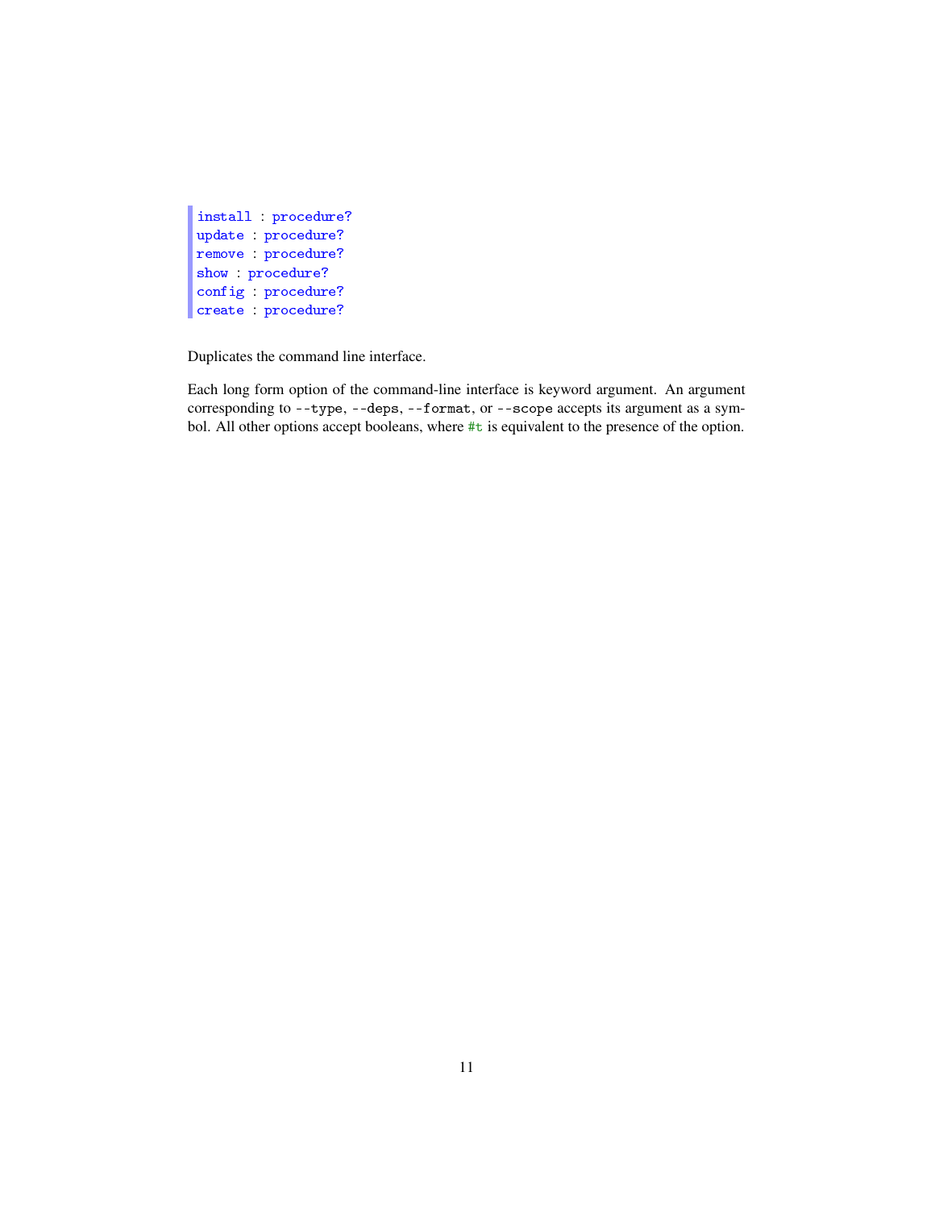```
install : procedure?
update : procedure?
remove : procedure?
show : procedure?
config : procedure?
create : procedure?
```

Duplicates the command line interface.

Each long form option of the command-line interface is keyword argument. An argument corresponding to `--type`, `--deps`, `--format`, or `--scope` accepts its argument as a symbol. All other options accept booleans, where `#t` is equivalent to the presence of the option.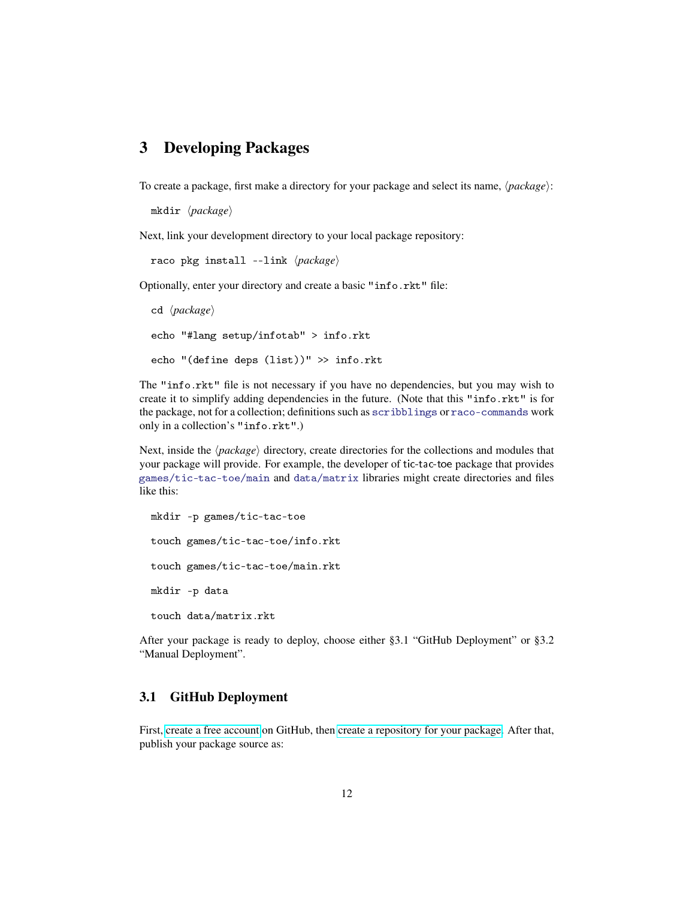# 3 Developing Packages

To create a package, first make a directory for your package and select its name, ⟨*package*⟩:

```
mkdir ⟨package⟩
```

Next, link your development directory to your local package repository:

```
raco pkg install --link ⟨package⟩
```

Optionally, enter your directory and create a basic "info.rkt" file:

```
cd ⟨package⟩
echo "#lang setup/infotab" > info.rkt
echo "(define deps (list))" >> info.rkt
```

The "info.rkt" file is not necessary if you have no dependencies, but you may wish to create it to simplify adding dependencies in the future. (Note that this "info.rkt" is for the package, not for a collection; definitions such as `scribblings` or `raco-commands` work only in a collection's "info.rkt".)

Next, inside the ⟨*package*⟩ directory, create directories for the collections and modules that your package will provide. For example, the developer of tic-tac-toe package that provides `games/tic-tac-toe/main` and `data/matrix` libraries might create directories and files like this:

```
mkdir -p games/tic-tac-toe
touch games/tic-tac-toe/info.rkt
touch games/tic-tac-toe/main.rkt
mkdir -p data
touch data/matrix.rkt
```

After your package is ready to deploy, choose either §3.1 "GitHub Deployment" or §3.2 "Manual Deployment".

## 3.1 GitHub Deployment

First, create a free account on GitHub, then create a repository for your package. After that, publish your package source as: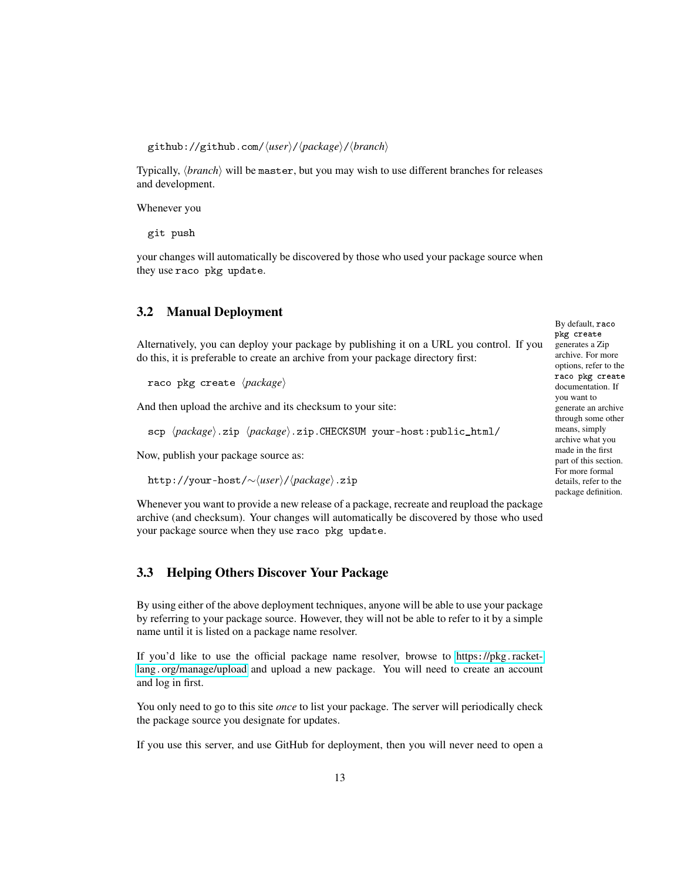```
github://github.com/⟨user⟩/⟨package⟩/⟨branch⟩
```

Typically, ⟨*branch*⟩ will be `master`, but you may wish to use different branches for releases and development.

Whenever you

```
git push
```

your changes will automatically be discovered by those who used your package source when they use `raco pkg update`.

## 3.2 Manual Deployment

Alternatively, you can deploy your package by publishing it on a URL you control. If you do this, it is preferable to create an archive from your package directory first:

```
raco pkg create ⟨package⟩
```

And then upload the archive and its checksum to your site:

```
scp ⟨package⟩.zip ⟨package⟩.zip.CHECKSUM your-host:public_html/
```

Now, publish your package source as:

```
http://your-host/~⟨user⟩/⟨package⟩.zip
```

Whenever you want to provide a new release of a package, recreate and reupload the package archive (and checksum). Your changes will automatically be discovered by those who used your package source when they use `raco pkg update`.

By default, `raco pkg create` generates a Zip archive. For more options, refer to the `raco pkg create` documentation. If you want to generate an archive through some other means, simply archive what you made in the first part of this section. For more formal details, refer to the package definition.

## 3.3 Helping Others Discover Your Package

By using either of the above deployment techniques, anyone will be able to use your package by referring to your package source. However, they will not be able to refer to it by a simple name until it is listed on a package name resolver.

If you'd like to use the official package name resolver, browse to https://pkg.racket-lang.org/manage/upload and upload a new package. You will need to create an account and log in first.

You only need to go to this site *once* to list your package. The server will periodically check the package source you designate for updates.

If you use this server, and use GitHub for deployment, then you will never need to open a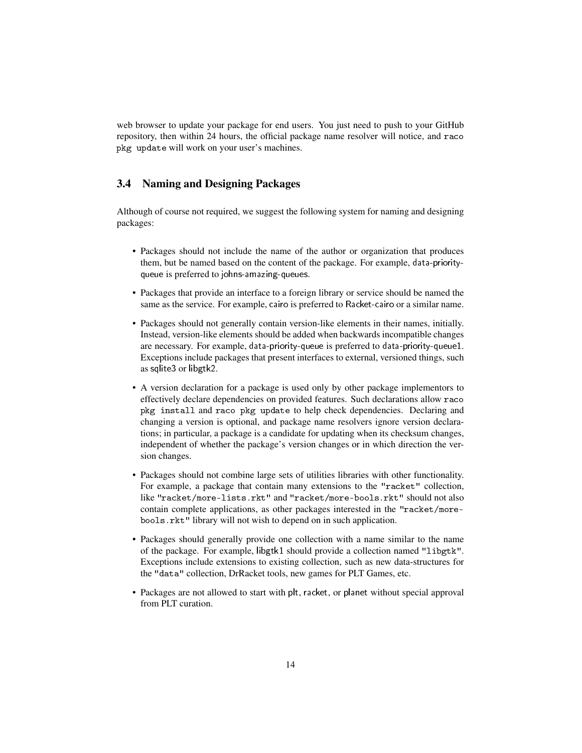web browser to update your package for end users. You just need to push to your GitHub repository, then within 24 hours, the official package name resolver will notice, and `raco pkg update` will work on your user's machines.

### 3.4 Naming and Designing Packages

Although of course not required, we suggest the following system for naming and designing packages:

- Packages should not include the name of the author or organization that produces them, but be named based on the content of the package. For example, data-priority-queue is preferred to johns-amazing-queues.
- Packages that provide an interface to a foreign library or service should be named the same as the service. For example, cairo is preferred to Racket-cairo or a similar name.
- Packages should not generally contain version-like elements in their names, initially. Instead, version-like elements should be added when backwards incompatible changes are necessary. For example, data-priority-queue is preferred to data-priority-queue1. Exceptions include packages that present interfaces to external, versioned things, such as sqlite3 or libgtk2.
- A version declaration for a package is used only by other package implementors to effectively declare dependencies on provided features. Such declarations allow `raco pkg install` and `raco pkg update` to help check dependencies. Declaring and changing a version is optional, and package name resolvers ignore version declarations; in particular, a package is a candidate for updating when its checksum changes, independent of whether the package's version changes or in which direction the version changes.
- Packages should not combine large sets of utilities libraries with other functionality. For example, a package that contain many extensions to the `"racket"` collection, like `"racket/more-lists.rkt"` and `"racket/more-bools.rkt"` should not also contain complete applications, as other packages interested in the `"racket/more-bools.rkt"` library will not wish to depend on in such application.
- Packages should generally provide one collection with a name similar to the name of the package. For example, libgtk1 should provide a collection named `"libgtk"`. Exceptions include extensions to existing collection, such as new data-structures for the `"data"` collection, DrRacket tools, new games for PLT Games, etc.
- Packages are not allowed to start with plt, racket, or planet without special approval from PLT curation.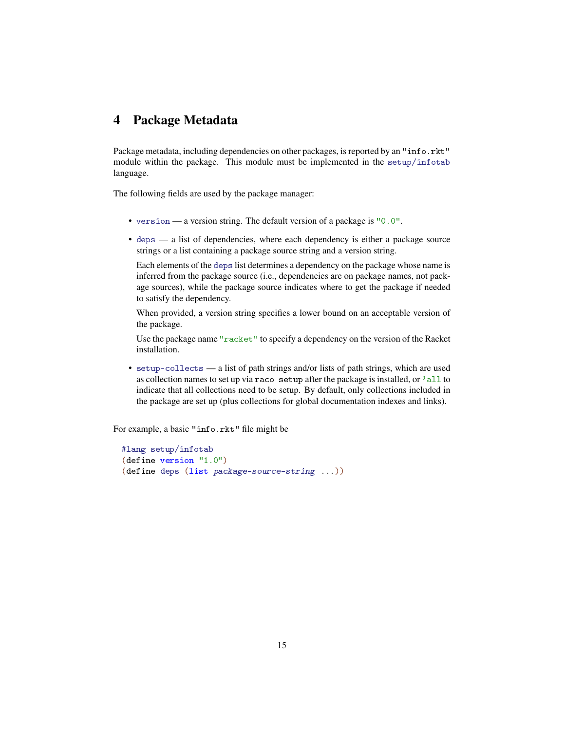# 4 Package Metadata

Package metadata, including dependencies on other packages, is reported by an "info.rkt" module within the package. This module must be implemented in the `setup/infotab` language.

The following fields are used by the package manager:

- `version` — a version string. The default version of a package is `"0.0"`.
- `deps` — a list of dependencies, where each dependency is either a package source strings or a list containing a package source string and a version string.

  Each elements of the `deps` list determines a dependency on the package whose name is inferred from the package source (i.e., dependencies are on package names, not package sources), while the package source indicates where to get the package if needed to satisfy the dependency.

  When provided, a version string specifies a lower bound on an acceptable version of the package.

  Use the package name `"racket"` to specify a dependency on the version of the Racket installation.

- `setup-collects` — a list of path strings and/or lists of path strings, which are used as collection names to set up via `raco setup` after the package is installed, or `'all` to indicate that all collections need to be setup. By default, only collections included in the package are set up (plus collections for global documentation indexes and links).

For example, a basic "info.rkt" file might be

```
#lang setup/infotab
(define version "1.0")
(define deps (list package-source-string ...))
```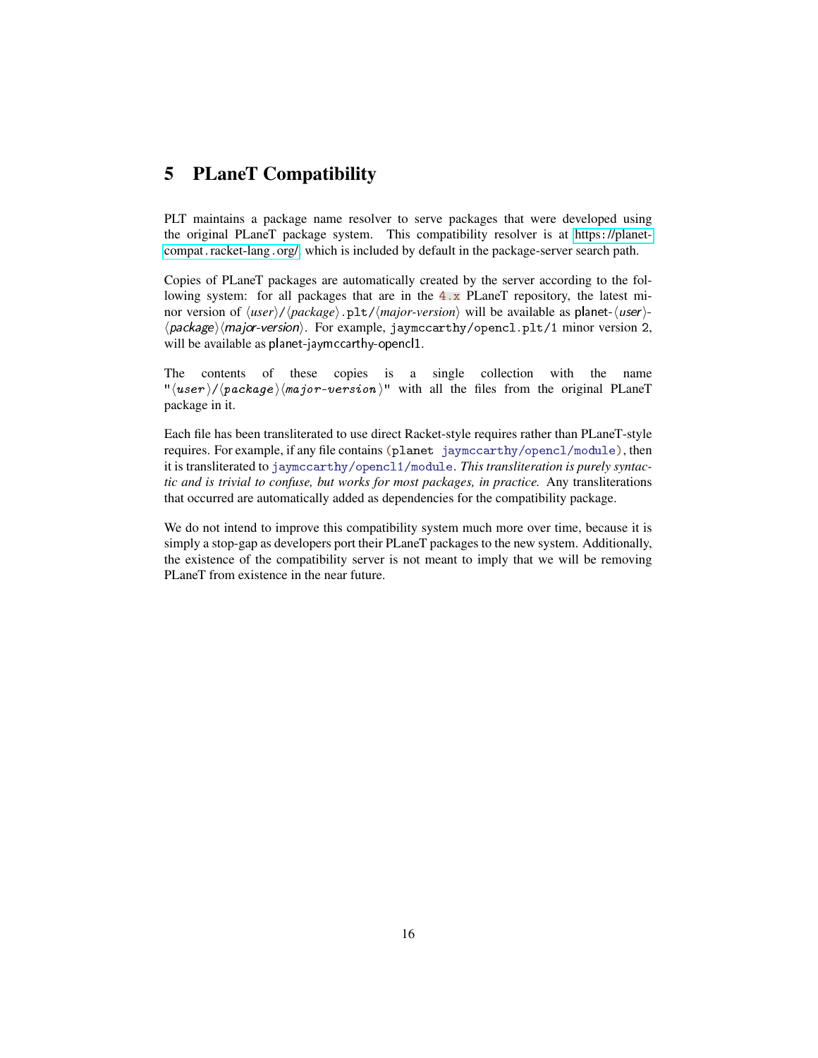# 5 PLaneT Compatibility

PLT maintains a package name resolver to serve packages that were developed using the original PLaneT package system. This compatibility resolver is at https://planet-compat.racket-lang.org/, which is included by default in the package-server search path.

Copies of PLaneT packages are automatically created by the server according to the following system: for all packages that are in the `4.x` PLaneT repository, the latest minor version of ⟨*user*⟩/⟨*package*⟩`.plt/`⟨*major-version*⟩ will be available as planet-⟨*user*⟩-⟨*package*⟩⟨*major-version*⟩. For example, `jaymccarthy/opencl.plt/1` minor version 2, will be available as planet-jaymccarthy-opencl1.

The contents of these copies is a single collection with the name `"`⟨*user*⟩`/`⟨*package*⟩⟨*major-version*⟩`"` with all the files from the original PLaneT package in it.

Each file has been transliterated to use direct Racket-style requires rather than PLaneT-style requires. For example, if any file contains `(planet jaymccarthy/opencl/module)`, then it is transliterated to `jaymccarthy/opencl1/module`. *This transliteration is purely syntactic and is trivial to confuse, but works for most packages, in practice.* Any transliterations that occurred are automatically added as dependencies for the compatibility package.

We do not intend to improve this compatibility system much more over time, because it is simply a stop-gap as developers port their PLaneT packages to the new system. Additionally, the existence of the compatibility server is not meant to imply that we will be removing PLaneT from existence in the near future.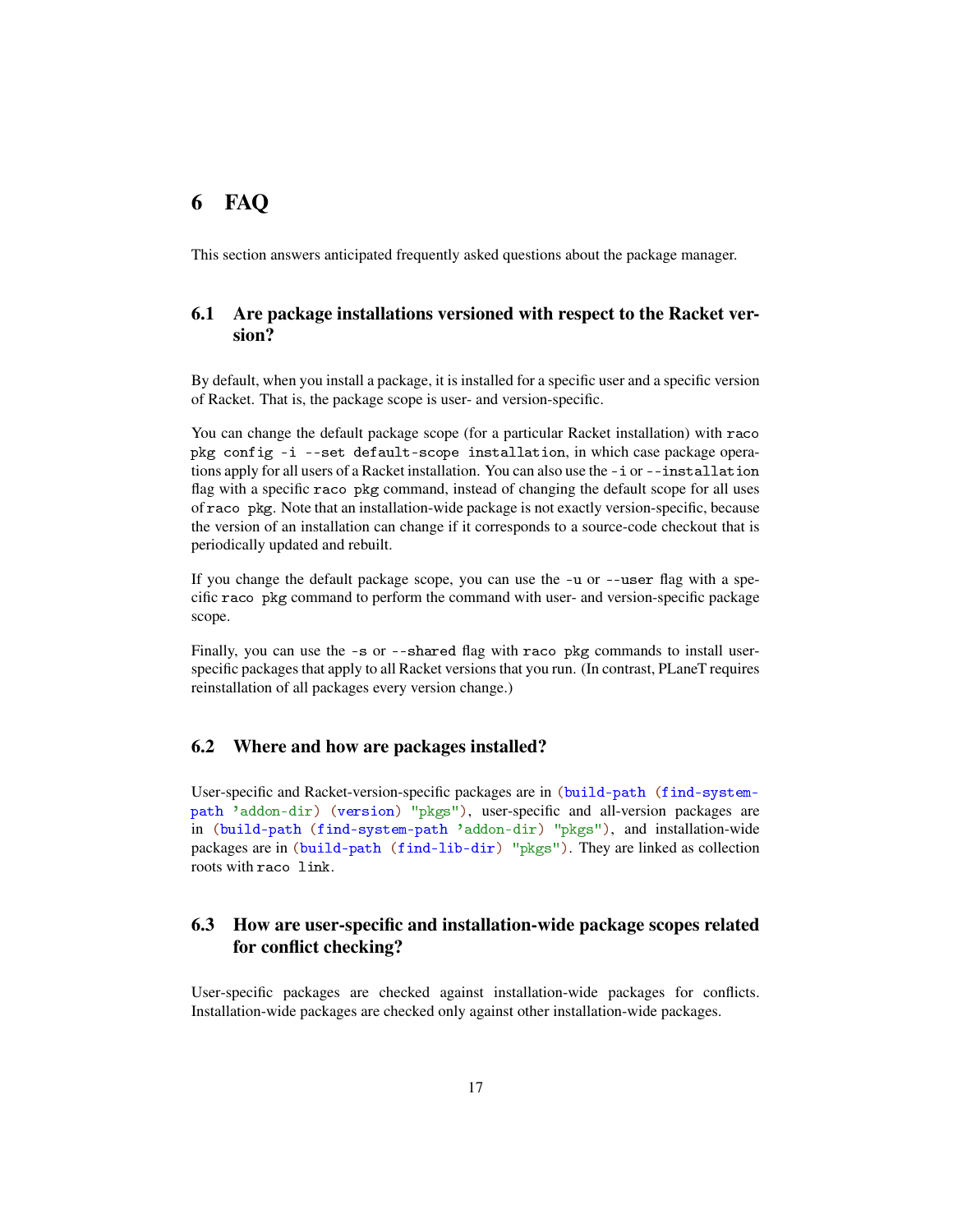# 6 FAQ

This section answers anticipated frequently asked questions about the package manager.

## 6.1 Are package installations versioned with respect to the Racket version?

By default, when you install a package, it is installed for a specific user and a specific version of Racket. That is, the package scope is user- and version-specific.

You can change the default package scope (for a particular Racket installation) with `raco pkg config -i --set default-scope installation`, in which case package operations apply for all users of a Racket installation. You can also use the `-i` or `--installation` flag with a specific `raco pkg` command, instead of changing the default scope for all uses of `raco pkg`. Note that an installation-wide package is not exactly version-specific, because the version of an installation can change if it corresponds to a source-code checkout that is periodically updated and rebuilt.

If you change the default package scope, you can use the `-u` or `--user` flag with a specific `raco pkg` command to perform the command with user- and version-specific package scope.

Finally, you can use the `-s` or `--shared` flag with `raco pkg` commands to install user-specific packages that apply to all Racket versions that you run. (In contrast, PLaneT requires reinstallation of all packages every version change.)

## 6.2 Where and how are packages installed?

User-specific and Racket-version-specific packages are in `(build-path (find-system-path 'addon-dir) (version) "pkgs")`, user-specific and all-version packages are in `(build-path (find-system-path 'addon-dir) "pkgs")`, and installation-wide packages are in `(build-path (find-lib-dir) "pkgs")`. They are linked as collection roots with `raco link`.

## 6.3 How are user-specific and installation-wide package scopes related for conflict checking?

User-specific packages are checked against installation-wide packages for conflicts. Installation-wide packages are checked only against other installation-wide packages.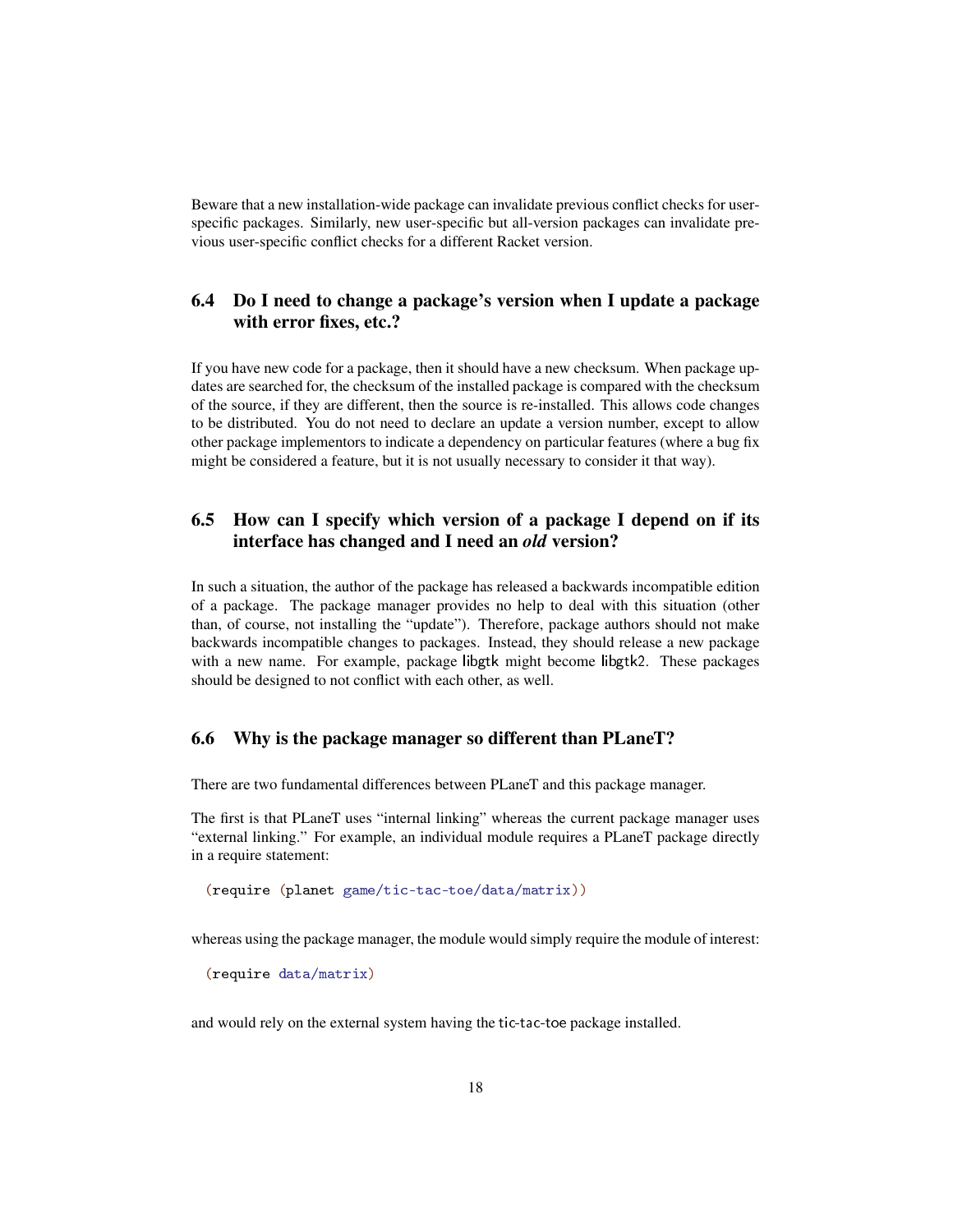Beware that a new installation-wide package can invalidate previous conflict checks for user-specific packages. Similarly, new user-specific but all-version packages can invalidate previous user-specific conflict checks for a different Racket version.

## 6.4 Do I need to change a package's version when I update a package with error fixes, etc.?

If you have new code for a package, then it should have a new checksum. When package updates are searched for, the checksum of the installed package is compared with the checksum of the source, if they are different, then the source is re-installed. This allows code changes to be distributed. You do not need to declare an update a version number, except to allow other package implementors to indicate a dependency on particular features (where a bug fix might be considered a feature, but it is not usually necessary to consider it that way).

## 6.5 How can I specify which version of a package I depend on if its interface has changed and I need an *old* version?

In such a situation, the author of the package has released a backwards incompatible edition of a package. The package manager provides no help to deal with this situation (other than, of course, not installing the "update"). Therefore, package authors should not make backwards incompatible changes to packages. Instead, they should release a new package with a new name. For example, package libgtk might become libgtk2. These packages should be designed to not conflict with each other, as well.

## 6.6 Why is the package manager so different than PLaneT?

There are two fundamental differences between PLaneT and this package manager.

The first is that PLaneT uses "internal linking" whereas the current package manager uses "external linking." For example, an individual module requires a PLaneT package directly in a require statement:

```
(require (planet game/tic-tac-toe/data/matrix))
```

whereas using the package manager, the module would simply require the module of interest:

```
(require data/matrix)
```

and would rely on the external system having the tic-tac-toe package installed.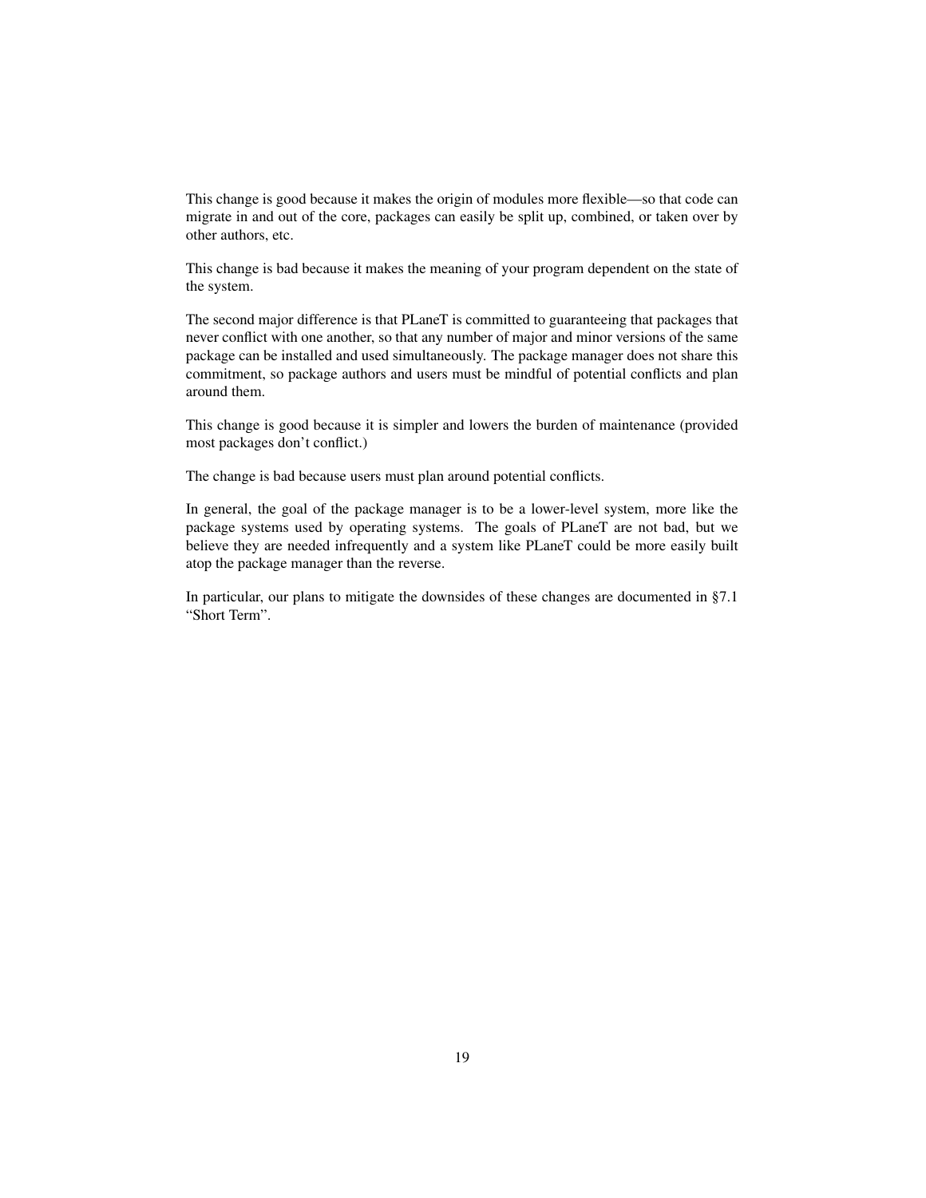This change is good because it makes the origin of modules more flexible—so that code can migrate in and out of the core, packages can easily be split up, combined, or taken over by other authors, etc.

This change is bad because it makes the meaning of your program dependent on the state of the system.

The second major difference is that PLaneT is committed to guaranteeing that packages that never conflict with one another, so that any number of major and minor versions of the same package can be installed and used simultaneously. The package manager does not share this commitment, so package authors and users must be mindful of potential conflicts and plan around them.

This change is good because it is simpler and lowers the burden of maintenance (provided most packages don't conflict.)

The change is bad because users must plan around potential conflicts.

In general, the goal of the package manager is to be a lower-level system, more like the package systems used by operating systems. The goals of PLaneT are not bad, but we believe they are needed infrequently and a system like PLaneT could be more easily built atop the package manager than the reverse.

In particular, our plans to mitigate the downsides of these changes are documented in §7.1 "Short Term".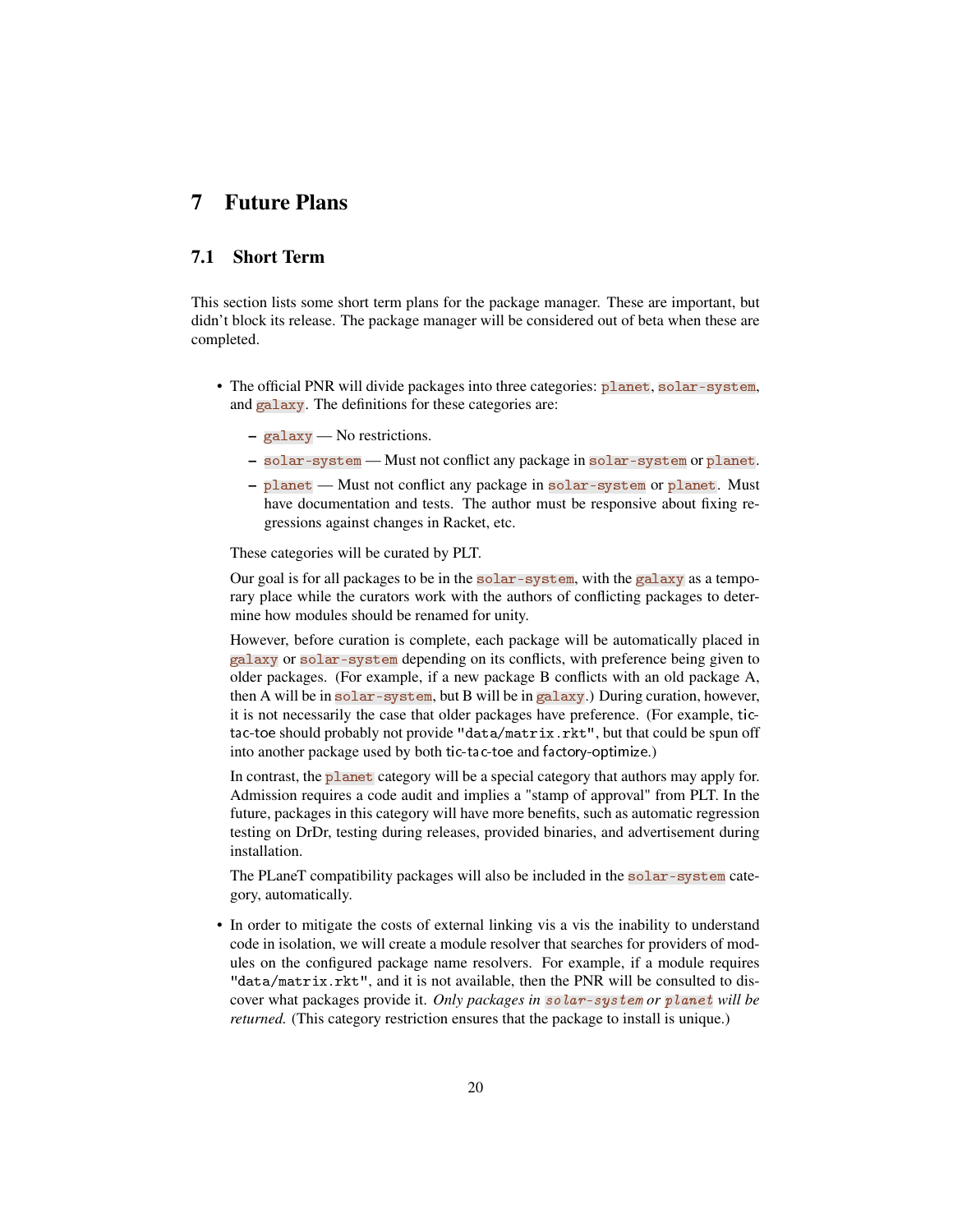# 7 Future Plans

## 7.1 Short Term

This section lists some short term plans for the package manager. These are important, but didn't block its release. The package manager will be considered out of beta when these are completed.

- The official PNR will divide packages into three categories: `planet`, `solar-system`, and `galaxy`. The definitions for these categories are:

  - `galaxy` — No restrictions.
  - `solar-system` — Must not conflict any package in `solar-system` or `planet`.
  - `planet` — Must not conflict any package in `solar-system` or `planet`. Must have documentation and tests. The author must be responsive about fixing regressions against changes in Racket, etc.

  These categories will be curated by PLT.

  Our goal is for all packages to be in the `solar-system`, with the `galaxy` as a temporary place while the curators work with the authors of conflicting packages to determine how modules should be renamed for unity.

  However, before curation is complete, each package will be automatically placed in `galaxy` or `solar-system` depending on its conflicts, with preference being given to older packages. (For example, if a new package B conflicts with an old package A, then A will be in `solar-system`, but B will be in `galaxy`.) During curation, however, it is not necessarily the case that older packages have preference. (For example, tic-tac-toe should probably not provide `"data/matrix.rkt"`, but that could be spun off into another package used by both tic-tac-toe and factory-optimize.)

  In contrast, the `planet` category will be a special category that authors may apply for. Admission requires a code audit and implies a "stamp of approval" from PLT. In the future, packages in this category will have more benefits, such as automatic regression testing on DrDr, testing during releases, provided binaries, and advertisement during installation.

  The PLaneT compatibility packages will also be included in the `solar-system` category, automatically.

- In order to mitigate the costs of external linking vis a vis the inability to understand code in isolation, we will create a module resolver that searches for providers of modules on the configured package name resolvers. For example, if a module requires `"data/matrix.rkt"`, and it is not available, then the PNR will be consulted to discover what packages provide it. *Only packages in `solar-system` or `planet` will be returned.* (This category restriction ensures that the package to install is unique.)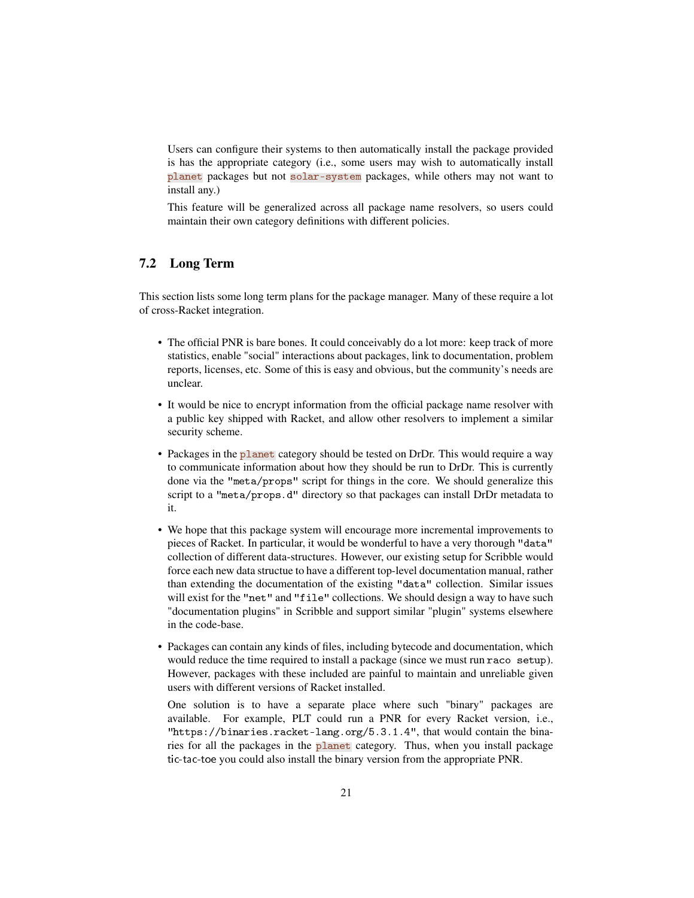Users can configure their systems to then automatically install the package provided is has the appropriate category (i.e., some users may wish to automatically install `planet` packages but not `solar-system` packages, while others may not want to install any.)

This feature will be generalized across all package name resolvers, so users could maintain their own category definitions with different policies.

### 7.2 Long Term

This section lists some long term plans for the package manager. Many of these require a lot of cross-Racket integration.

- The official PNR is bare bones. It could conceivably do a lot more: keep track of more statistics, enable "social" interactions about packages, link to documentation, problem reports, licenses, etc. Some of this is easy and obvious, but the community's needs are unclear.
- It would be nice to encrypt information from the official package name resolver with a public key shipped with Racket, and allow other resolvers to implement a similar security scheme.
- Packages in the `planet` category should be tested on DrDr. This would require a way to communicate information about how they should be run to DrDr. This is currently done via the `"meta/props"` script for things in the core. We should generalize this script to a `"meta/props.d"` directory so that packages can install DrDr metadata to it.
- We hope that this package system will encourage more incremental improvements to pieces of Racket. In particular, it would be wonderful to have a very thorough `"data"` collection of different data-structures. However, our existing setup for Scribble would force each new data structue to have a different top-level documentation manual, rather than extending the documentation of the existing `"data"` collection. Similar issues will exist for the `"net"` and `"file"` collections. We should design a way to have such "documentation plugins" in Scribble and support similar "plugin" systems elsewhere in the code-base.
- Packages can contain any kinds of files, including bytecode and documentation, which would reduce the time required to install a package (since we must run `raco setup`). However, packages with these included are painful to maintain and unreliable given users with different versions of Racket installed.

  One solution is to have a separate place where such "binary" packages are available. For example, PLT could run a PNR for every Racket version, i.e., `"https://binaries.racket-lang.org/5.3.1.4"`, that would contain the binaries for all the packages in the `planet` category. Thus, when you install package tic-tac-toe you could also install the binary version from the appropriate PNR.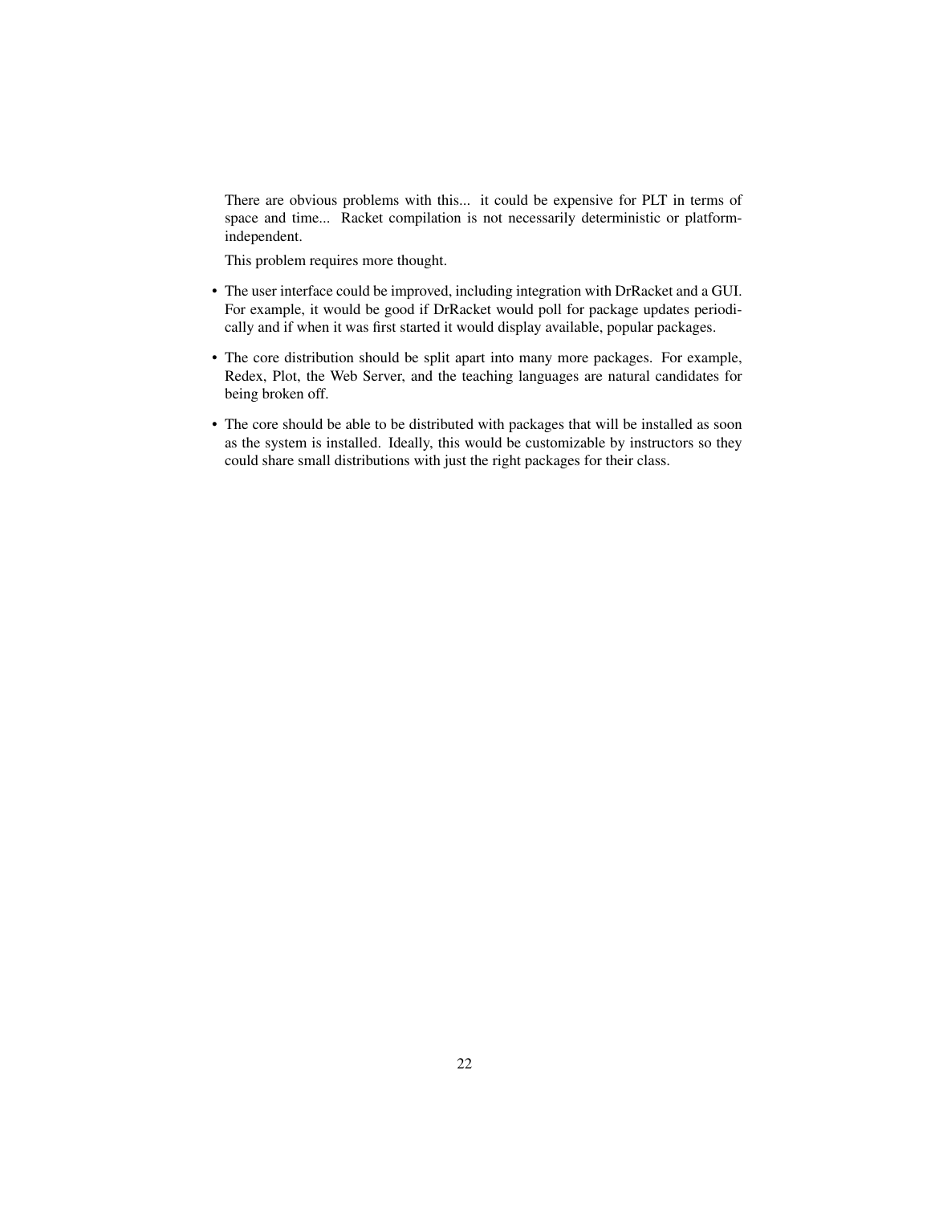There are obvious problems with this... it could be expensive for PLT in terms of space and time... Racket compilation is not necessarily deterministic or platform-independent.

This problem requires more thought.

- The user interface could be improved, including integration with DrRacket and a GUI. For example, it would be good if DrRacket would poll for package updates periodically and if when it was first started it would display available, popular packages.
- The core distribution should be split apart into many more packages. For example, Redex, Plot, the Web Server, and the teaching languages are natural candidates for being broken off.
- The core should be able to be distributed with packages that will be installed as soon as the system is installed. Ideally, this would be customizable by instructors so they could share small distributions with just the right packages for their class.